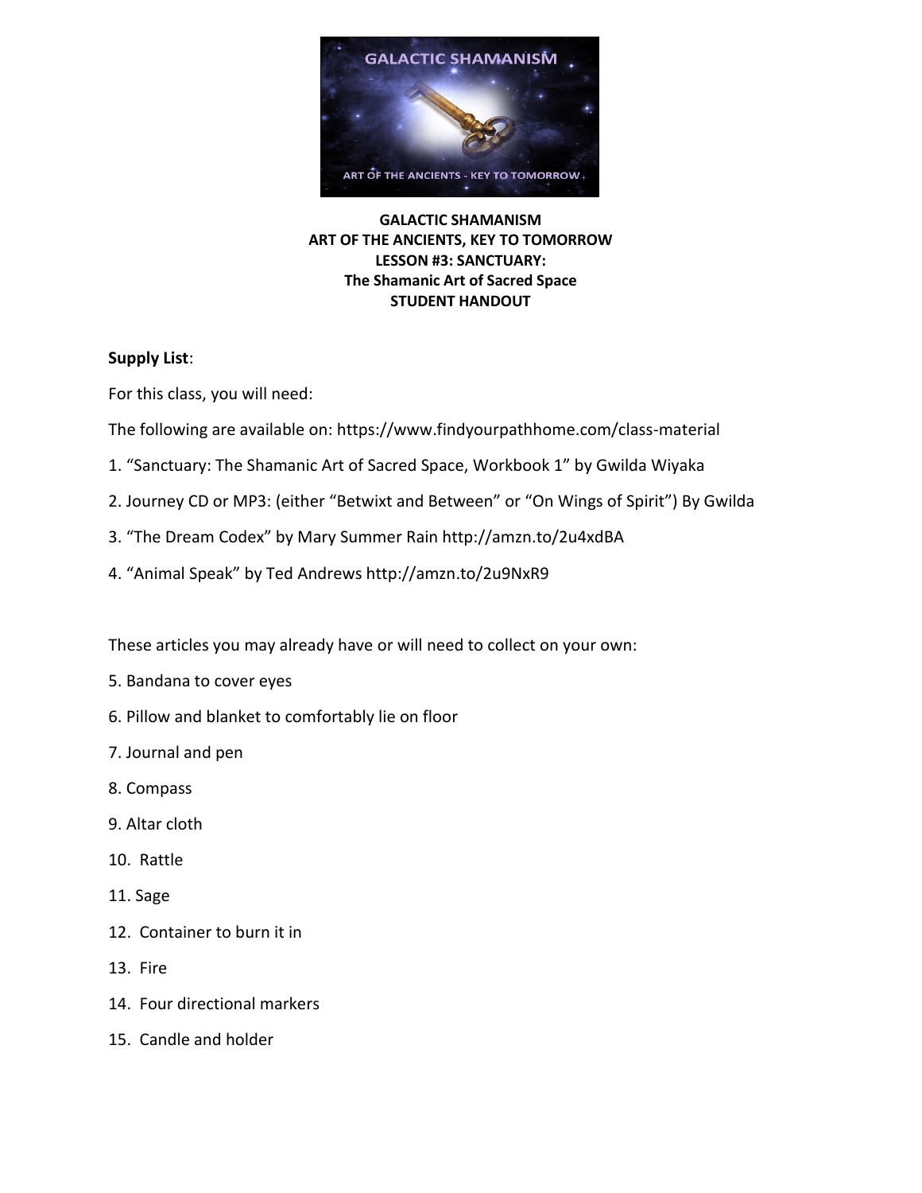**GALACTIC SHAMANISM**
**ART OF THE ANCIENTS, KEY TO TOMORROW**
**LESSON #3: SANCTUARY:**
**The Shamanic Art of Sacred Space**
**STUDENT HANDOUT**

**Supply List**:

For this class, you will need:

The following are available on: https://www.findyourpathhome.com/class-material

1. "Sanctuary: The Shamanic Art of Sacred Space, Workbook 1" by Gwilda Wiyaka
2. Journey CD or MP3: (either "Betwixt and Between" or "On Wings of Spirit") By Gwilda
3. "The Dream Codex" by Mary Summer Rain http://amzn.to/2u4xdBA
4. "Animal Speak" by Ted Andrews http://amzn.to/2u9NxR9

These articles you may already have or will need to collect on your own:

5. Bandana to cover eyes
6. Pillow and blanket to comfortably lie on floor
7. Journal and pen
8. Compass
9. Altar cloth
10. Rattle
11. Sage
12. Container to burn it in
13. Fire
14. Four directional markers
15. Candle and holder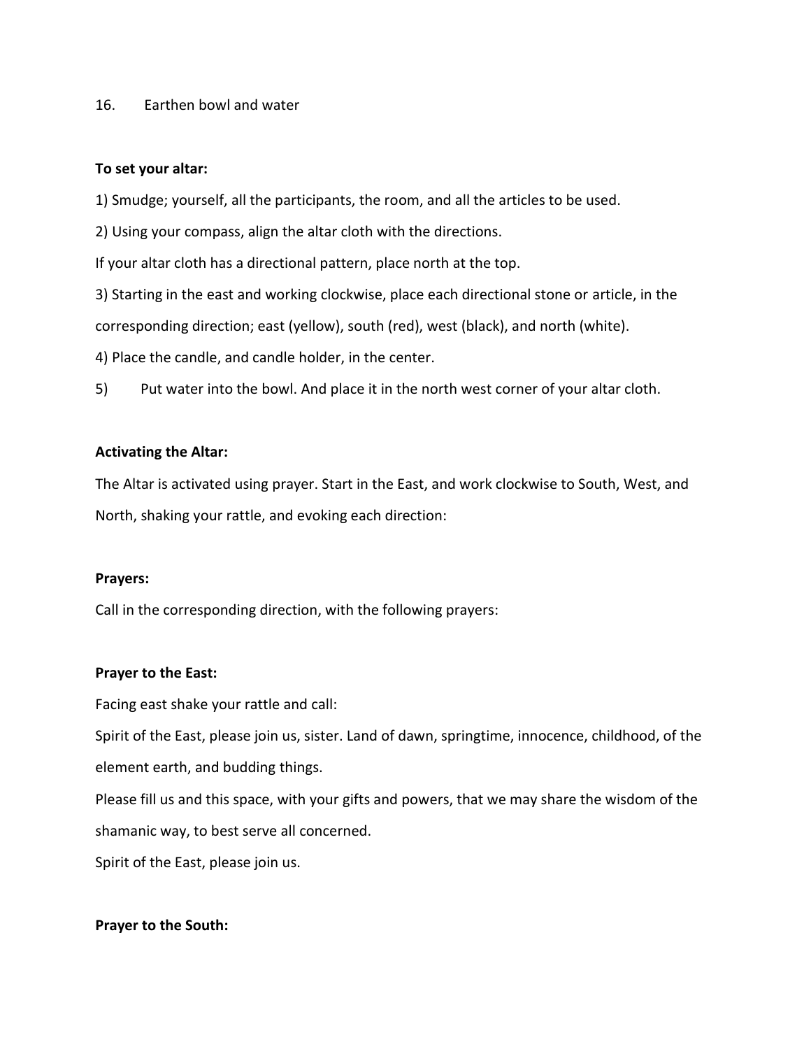16. Earthen bowl and water

**To set your altar:**

1) Smudge; yourself, all the participants, the room, and all the articles to be used.

2) Using your compass, align the altar cloth with the directions.

If your altar cloth has a directional pattern, place north at the top.

3) Starting in the east and working clockwise, place each directional stone or article, in the corresponding direction; east (yellow), south (red), west (black), and north (white).

4) Place the candle, and candle holder, in the center.

5) Put water into the bowl. And place it in the north west corner of your altar cloth.

**Activating the Altar:**

The Altar is activated using prayer. Start in the East, and work clockwise to South, West, and North, shaking your rattle, and evoking each direction:

**Prayers:**

Call in the corresponding direction, with the following prayers:

**Prayer to the East:**

Facing east shake your rattle and call:

Spirit of the East, please join us, sister. Land of dawn, springtime, innocence, childhood, of the element earth, and budding things.

Please fill us and this space, with your gifts and powers, that we may share the wisdom of the shamanic way, to best serve all concerned.

Spirit of the East, please join us.

**Prayer to the South:**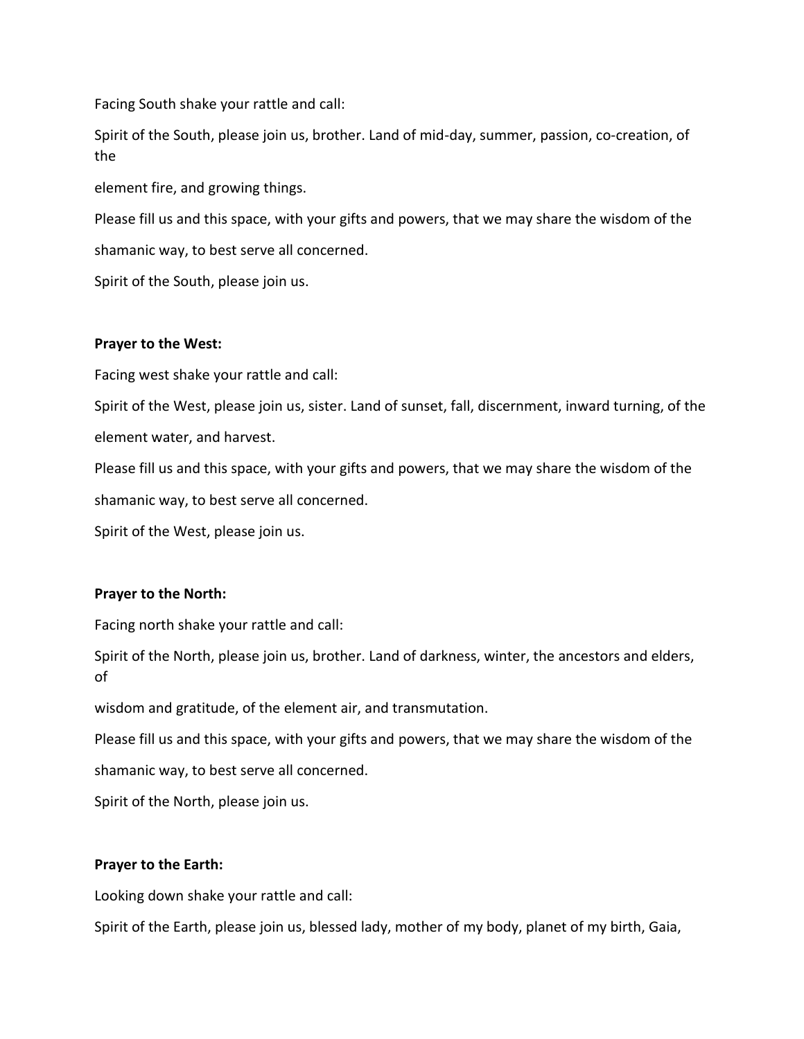Facing South shake your rattle and call:

Spirit of the South, please join us, brother. Land of mid-day, summer, passion, co-creation, of the element fire, and growing things.

Please fill us and this space, with your gifts and powers, that we may share the wisdom of the shamanic way, to best serve all concerned.

Spirit of the South, please join us.

**Prayer to the West:**

Facing west shake your rattle and call:

Spirit of the West, please join us, sister. Land of sunset, fall, discernment, inward turning, of the element water, and harvest.

Please fill us and this space, with your gifts and powers, that we may share the wisdom of the shamanic way, to best serve all concerned.

Spirit of the West, please join us.

**Prayer to the North:**

Facing north shake your rattle and call:

Spirit of the North, please join us, brother. Land of darkness, winter, the ancestors and elders, of wisdom and gratitude, of the element air, and transmutation.

Please fill us and this space, with your gifts and powers, that we may share the wisdom of the shamanic way, to best serve all concerned.

Spirit of the North, please join us.

**Prayer to the Earth:**

Looking down shake your rattle and call:

Spirit of the Earth, please join us, blessed lady, mother of my body, planet of my birth, Gaia,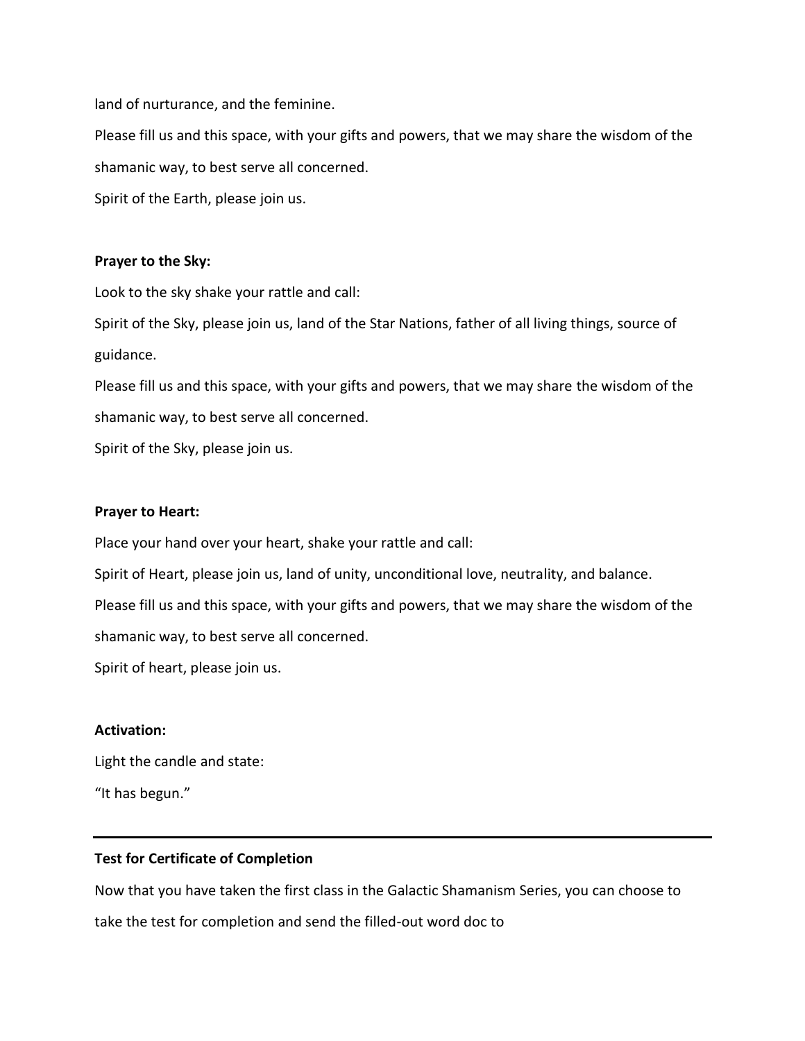land of nurturance, and the feminine.

Please fill us and this space, with your gifts and powers, that we may share the wisdom of the shamanic way, to best serve all concerned.

Spirit of the Earth, please join us.

**Prayer to the Sky:**

Look to the sky shake your rattle and call:

Spirit of the Sky, please join us, land of the Star Nations, father of all living things, source of guidance.

Please fill us and this space, with your gifts and powers, that we may share the wisdom of the shamanic way, to best serve all concerned.

Spirit of the Sky, please join us.

**Prayer to Heart:**

Place your hand over your heart, shake your rattle and call:

Spirit of Heart, please join us, land of unity, unconditional love, neutrality, and balance.

Please fill us and this space, with your gifts and powers, that we may share the wisdom of the shamanic way, to best serve all concerned.

Spirit of heart, please join us.

**Activation:**

Light the candle and state:

"It has begun."

---

**Test for Certificate of Completion**

Now that you have taken the first class in the Galactic Shamanism Series, you can choose to take the test for completion and send the filled-out word doc to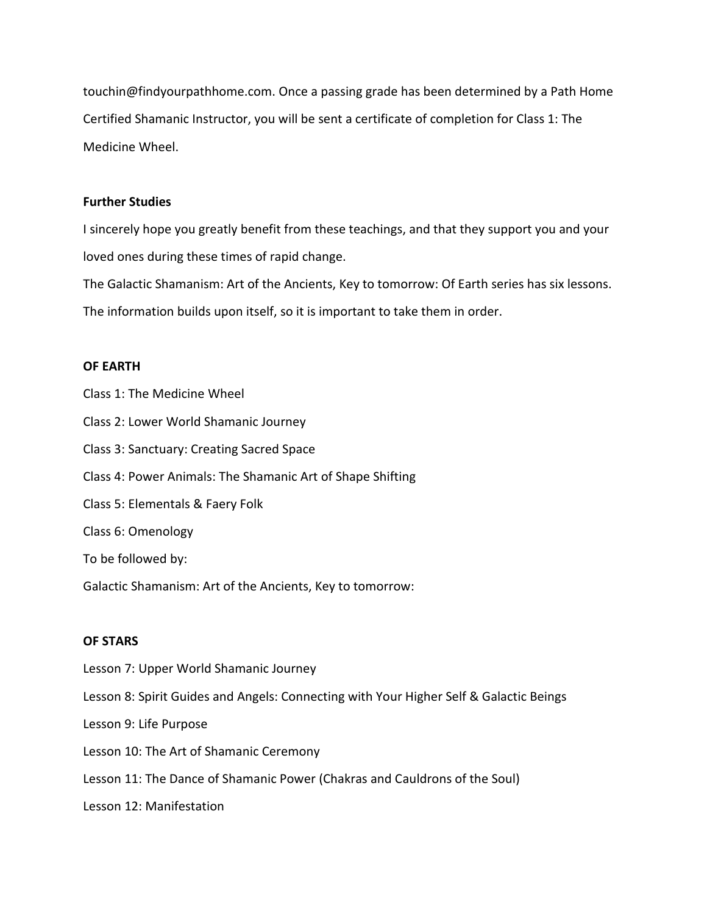touchin@findyourpathhome.com. Once a passing grade has been determined by a Path Home Certified Shamanic Instructor, you will be sent a certificate of completion for Class 1: The Medicine Wheel.

**Further Studies**

I sincerely hope you greatly benefit from these teachings, and that they support you and your loved ones during these times of rapid change.

The Galactic Shamanism: Art of the Ancients, Key to tomorrow: Of Earth series has six lessons. The information builds upon itself, so it is important to take them in order.

**OF EARTH**

Class 1: The Medicine Wheel

Class 2: Lower World Shamanic Journey

Class 3: Sanctuary: Creating Sacred Space

Class 4: Power Animals: The Shamanic Art of Shape Shifting

Class 5: Elementals & Faery Folk

Class 6: Omenology

To be followed by:

Galactic Shamanism: Art of the Ancients, Key to tomorrow:

**OF STARS**

Lesson 7: Upper World Shamanic Journey

Lesson 8: Spirit Guides and Angels: Connecting with Your Higher Self & Galactic Beings

Lesson 9: Life Purpose

Lesson 10: The Art of Shamanic Ceremony

Lesson 11: The Dance of Shamanic Power (Chakras and Cauldrons of the Soul)

Lesson 12: Manifestation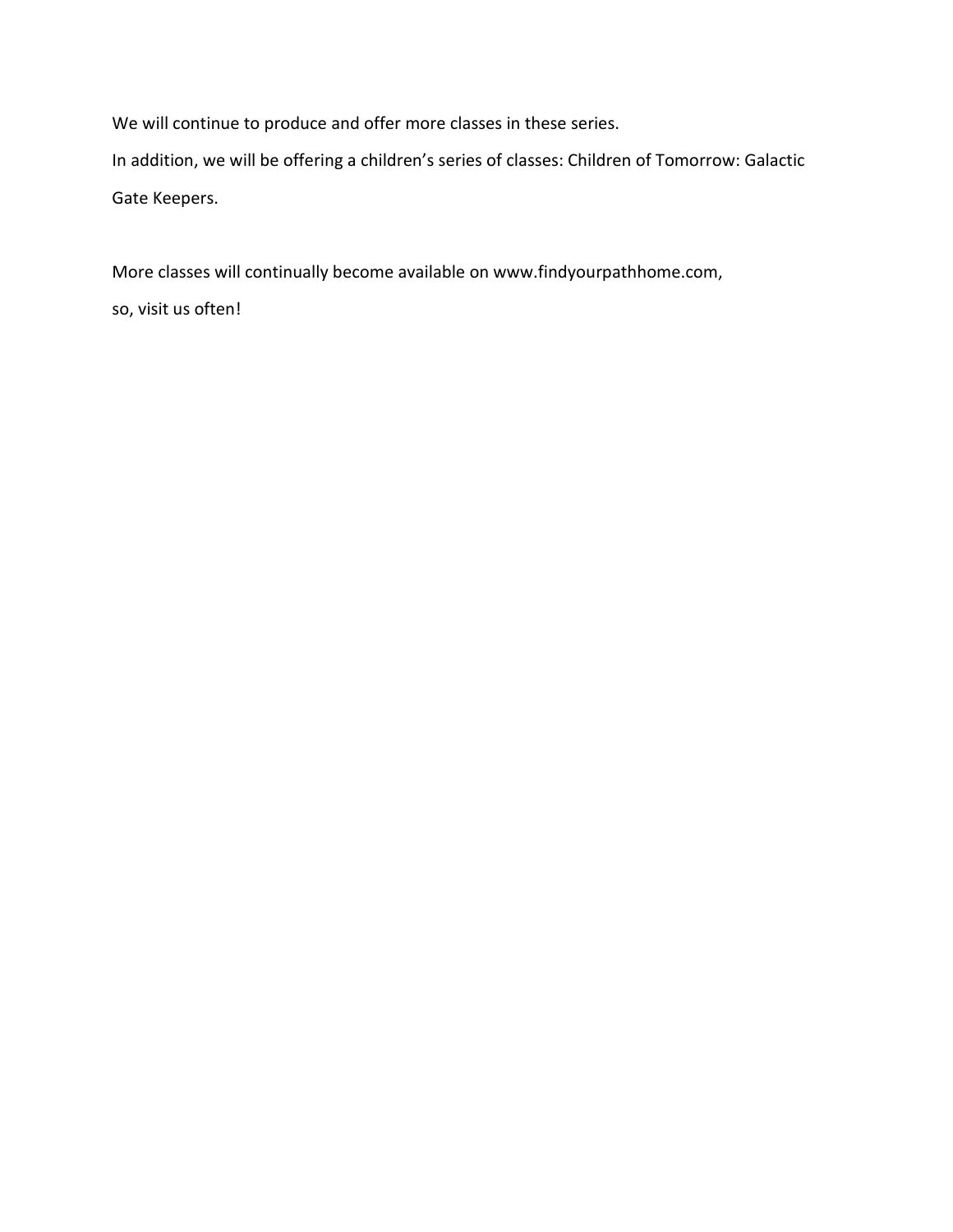We will continue to produce and offer more classes in these series.

In addition, we will be offering a children's series of classes: Children of Tomorrow: Galactic Gate Keepers.

More classes will continually become available on www.findyourpathhome.com, so, visit us often!